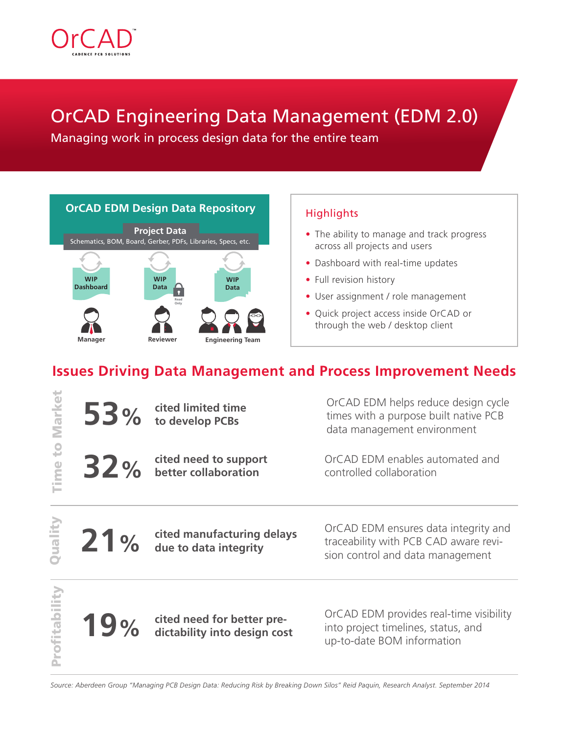OrCAD
CADENCE PCB SOLUTIONS

# OrCAD Engineering Data Management (EDM 2.0)

Managing work in process design data for the entire team

## OrCAD EDM Design Data Repository

**Project Data**

Schematics, BOM, Board, Gerber, PDFs, Libraries, Specs, etc.

**WIP Dashboard** — **Manager**

**WIP Data** (Read Only) — **Reviewer**

**WIP Data** — **Engineering Team**

## Highlights

- The ability to manage and track progress across all projects and users
- Dashboard with real-time updates
- Full revision history
- User assignment / role management
- Quick project access inside OrCAD or through the web / desktop client

## Issues Driving Data Management and Process Improvement Needs

### Time to Market

**53%** **cited limited time to develop PCBs**

OrCAD EDM helps reduce design cycle times with a purpose built native PCB data management environment

**32%** **cited need to support better collaboration**

OrCAD EDM enables automated and controlled collaboration

### Quality

**21%** **cited manufacturing delays due to data integrity**

OrCAD EDM ensures data integrity and traceability with PCB CAD aware revision control and data management

### Profitability

**19%** **cited need for better predictability into design cost**

OrCAD EDM provides real-time visibility into project timelines, status, and up-to-date BOM information

*Source: Aberdeen Group "Managing PCB Design Data: Reducing Risk by Breaking Down Silos" Reid Paquin, Research Analyst. September 2014*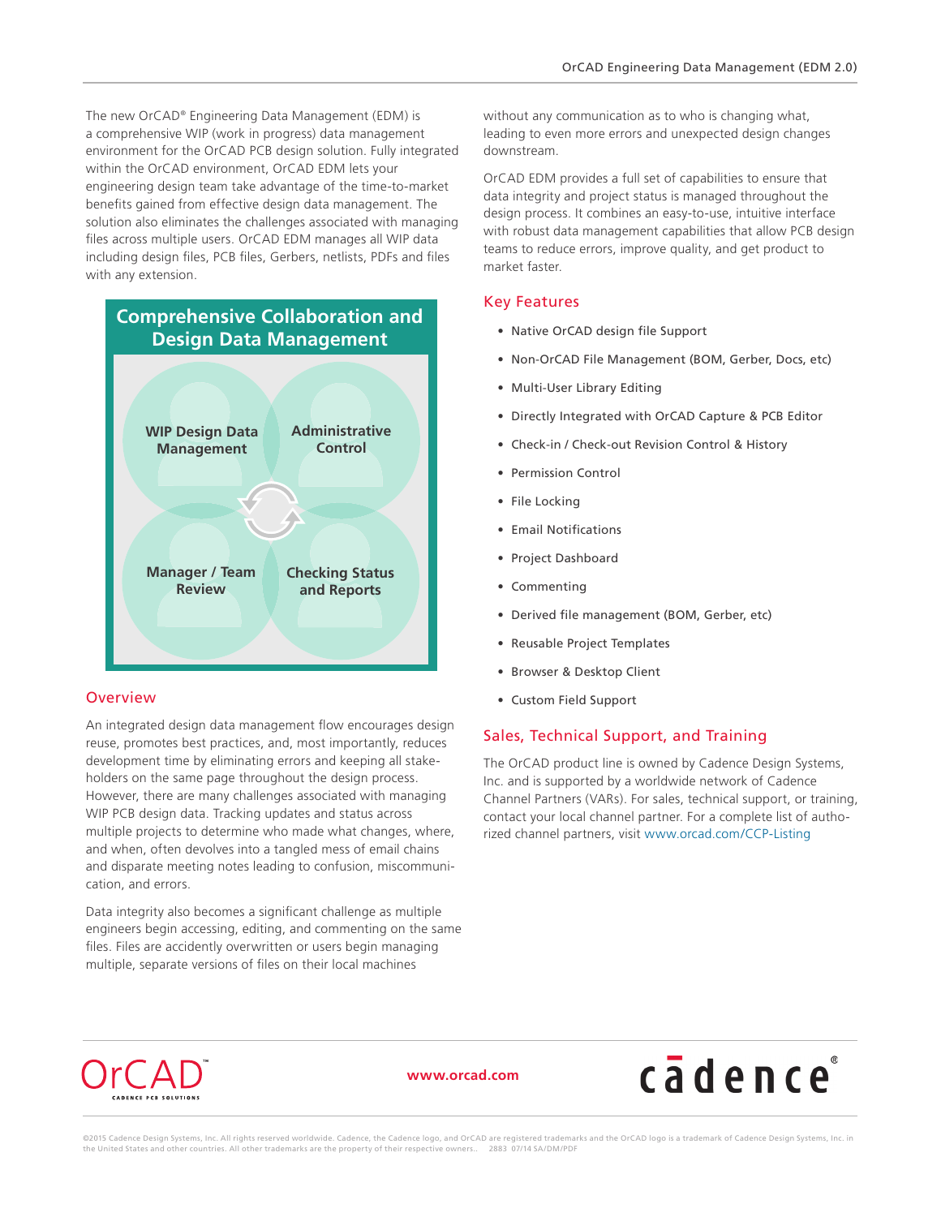The new OrCAD® Engineering Data Management (EDM) is a comprehensive WIP (work in progress) data management environment for the OrCAD PCB design solution. Fully integrated within the OrCAD environment, OrCAD EDM lets your engineering design team take advantage of the time-to-market benefits gained from effective design data management. The solution also eliminates the challenges associated with managing files across multiple users. OrCAD EDM manages all WIP data including design files, PCB files, Gerbers, netlists, PDFs and files with any extension.

**Comprehensive Collaboration and Design Data Management**

WIP Design Data Management

Administrative Control

Manager / Team Review

Checking Status and Reports

## Overview

An integrated design data management flow encourages design reuse, promotes best practices, and, most importantly, reduces development time by eliminating errors and keeping all stakeholders on the same page throughout the design process. However, there are many challenges associated with managing WIP PCB design data. Tracking updates and status across multiple projects to determine who made what changes, where, and when, often devolves into a tangled mess of email chains and disparate meeting notes leading to confusion, miscommunication, and errors.

Data integrity also becomes a significant challenge as multiple engineers begin accessing, editing, and commenting on the same files. Files are accidently overwritten or users begin managing multiple, separate versions of files on their local machines without any communication as to who is changing what, leading to even more errors and unexpected design changes downstream.

OrCAD EDM provides a full set of capabilities to ensure that data integrity and project status is managed throughout the design process. It combines an easy-to-use, intuitive interface with robust data management capabilities that allow PCB design teams to reduce errors, improve quality, and get product to market faster.

## Key Features

- Native OrCAD design file Support
- Non-OrCAD File Management (BOM, Gerber, Docs, etc)
- Multi-User Library Editing
- Directly Integrated with OrCAD Capture & PCB Editor
- Check-in / Check-out Revision Control & History
- Permission Control
- File Locking
- Email Notifications
- Project Dashboard
- Commenting
- Derived file management (BOM, Gerber, etc)
- Reusable Project Templates
- Browser & Desktop Client
- Custom Field Support

## Sales, Technical Support, and Training

The OrCAD product line is owned by Cadence Design Systems, Inc. and is supported by a worldwide network of Cadence Channel Partners (VARs). For sales, technical support, or training, contact your local channel partner. For a complete list of authorized channel partners, visit www.orcad.com/CCP-Listing

www.orcad.com

©2015 Cadence Design Systems, Inc. All rights reserved worldwide. Cadence, the Cadence logo, and OrCAD are registered trademarks and the OrCAD logo is a trademark of Cadence Design Systems, Inc. in the United States and other countries. All other trademarks are the property of their respective owners.. 2883 07/14 SA/DM/PDF